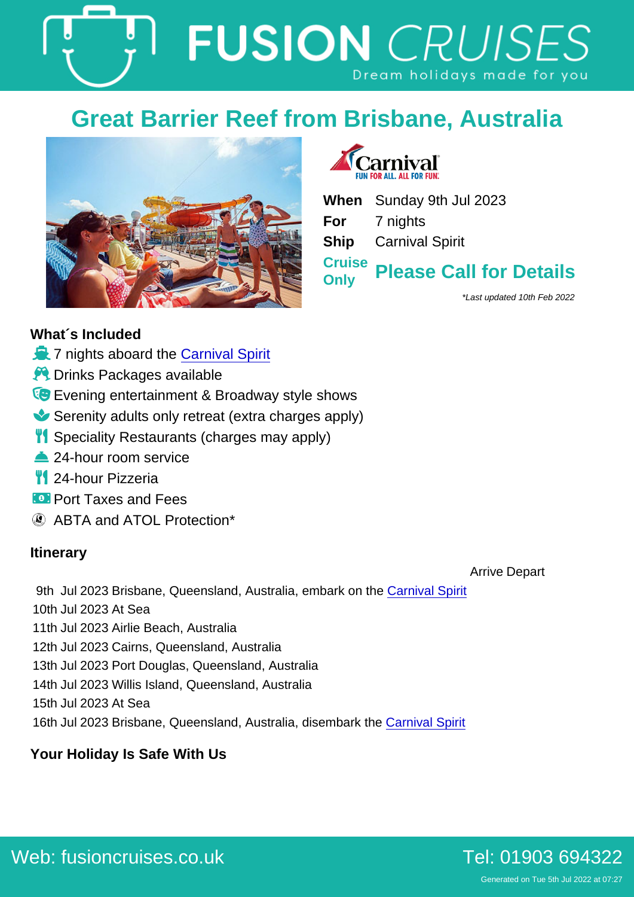# FUSION CRUISES

Dream holidays made for you

## Great Barrier Reef from Brisbane, Australia

Carnival
FUN FOR ALL. ALL FOR FUN.

| | |
|---|---|
| **When** | Sunday 9th Jul 2023 |
| **For** | 7 nights |
| **Ship** | Carnival Spirit |
| **Cruise Only** | **Please Call for Details** |

*\*Last updated 10th Feb 2022*

### What´s Included

- 7 nights aboard the Carnival Spirit
- Drinks Packages available
- Evening entertainment & Broadway style shows
- Serenity adults only retreat (extra charges apply)
- Speciality Restaurants (charges may apply)
- 24-hour room service
- 24-hour Pizzeria
- Port Taxes and Fees
- ABTA and ATOL Protection*

### Itinerary

| | | Arrive | Depart |
|---|---|---|---|
| 9th Jul 2023 | Brisbane, Queensland, Australia, embark on the Carnival Spirit | | |
| 10th Jul 2023 | At Sea | | |
| 11th Jul 2023 | Airlie Beach, Australia | | |
| 12th Jul 2023 | Cairns, Queensland, Australia | | |
| 13th Jul 2023 | Port Douglas, Queensland, Australia | | |
| 14th Jul 2023 | Willis Island, Queensland, Australia | | |
| 15th Jul 2023 | At Sea | | |
| 16th Jul 2023 | Brisbane, Queensland, Australia, disembark the Carnival Spirit | | |

### Your Holiday Is Safe With Us

Web: fusioncruises.co.uk

Tel: 01903 694322

Generated on Tue 5th Jul 2022 at 07:27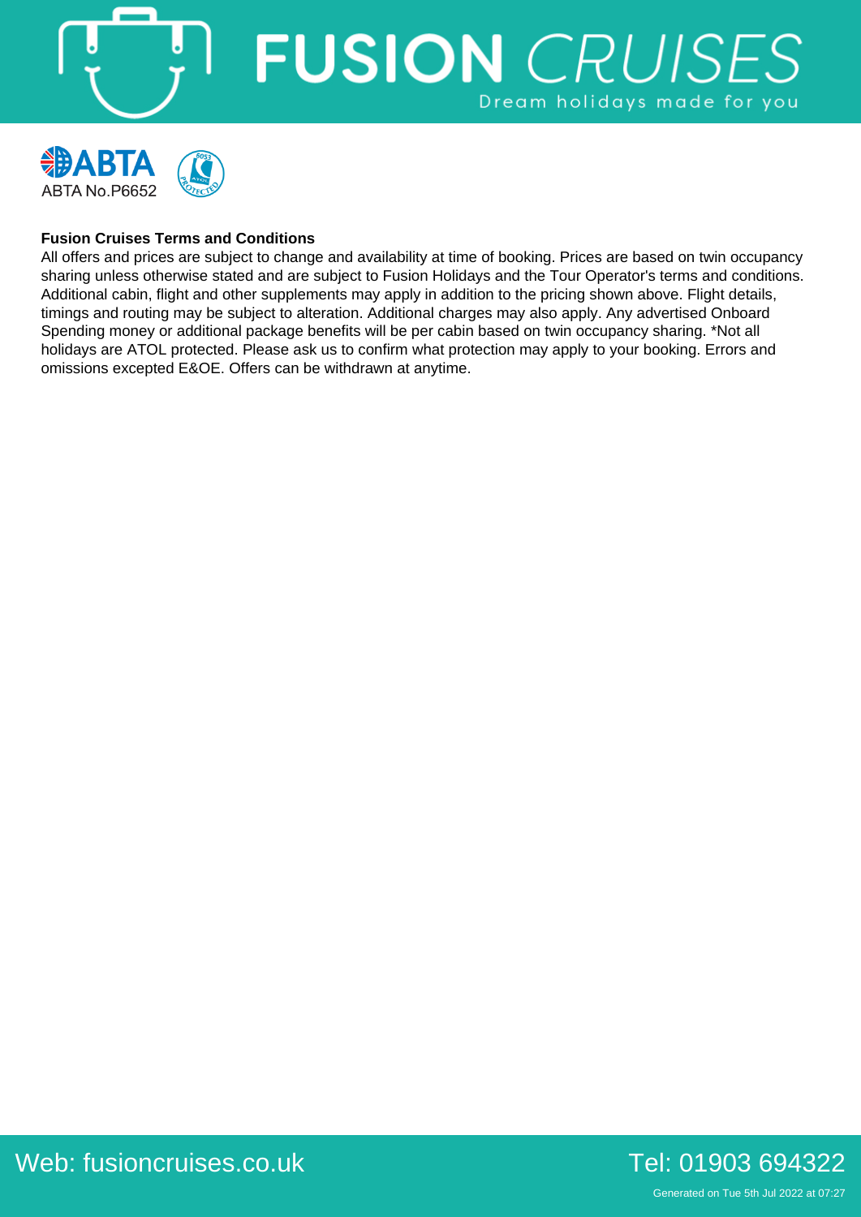# FUSION CRUISES

Dream holidays made for you

ABTA No.P6652

**Fusion Cruises Terms and Conditions**

All offers and prices are subject to change and availability at time of booking. Prices are based on twin occupancy sharing unless otherwise stated and are subject to Fusion Holidays and the Tour Operator's terms and conditions. Additional cabin, flight and other supplements may apply in addition to the pricing shown above. Flight details, timings and routing may be subject to alteration. Additional charges may also apply. Any advertised Onboard Spending money or additional package benefits will be per cabin based on twin occupancy sharing. *Not all holidays are ATOL protected. Please ask us to confirm what protection may apply to your booking. Errors and omissions excepted E&OE. Offers can be withdrawn at anytime.

Web: fusioncruises.co.uk

Tel: 01903 694322

Generated on Tue 5th Jul 2022 at 07:27